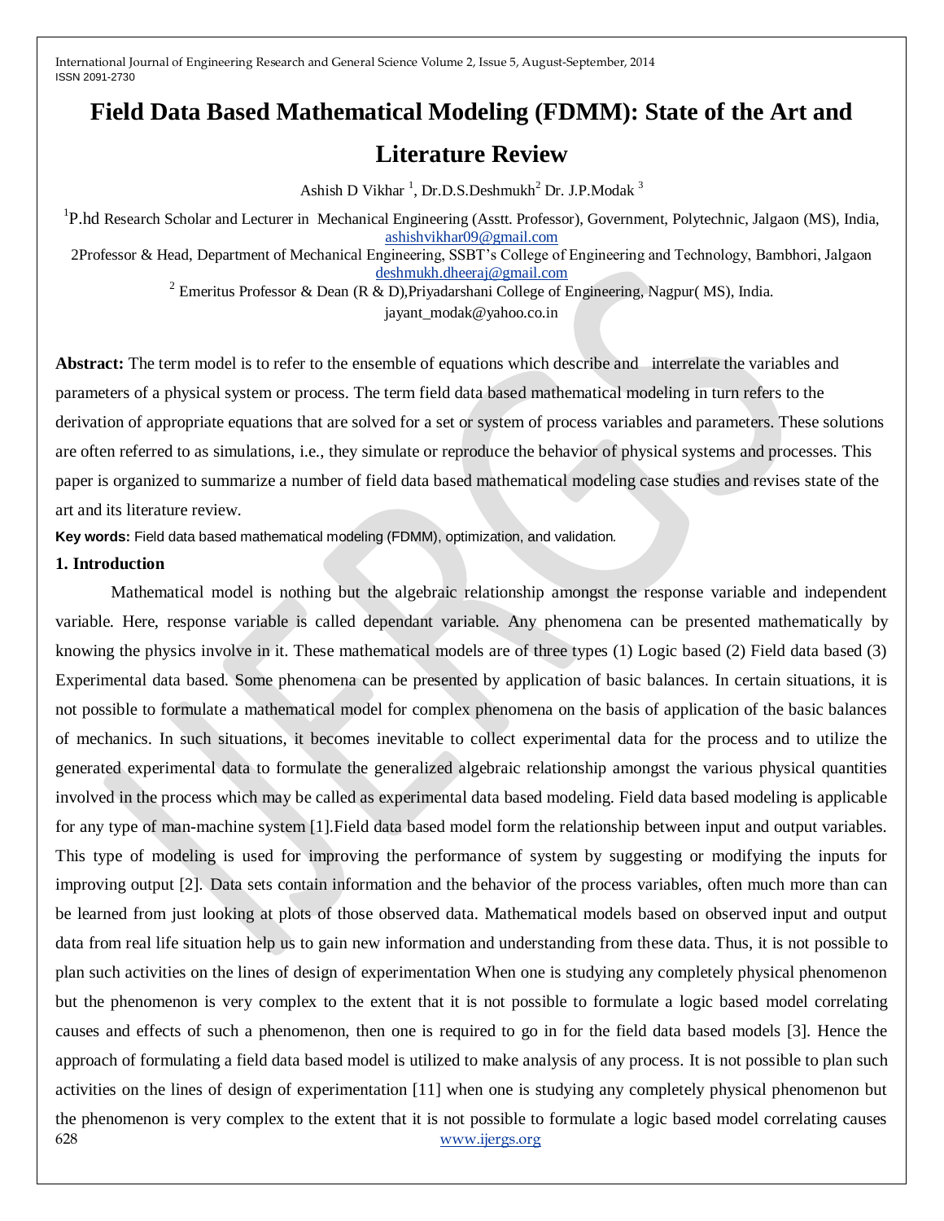# Field Data Based Mathematical Modeling (FDMM): State of the Art and Literature Review

Ashish D Vikhar [1], Dr.D.S.Deshmukh[2] Dr. J.P.Modak [3]

[1]P.hd Research Scholar and Lecturer in Mechanical Engineering (Asstt. Professor), Government, Polytechnic, Jalgaon (MS), India, ashishvikhar09@gmail.com

2Professor & Head, Department of Mechanical Engineering, SSBT's College of Engineering and Technology, Bambhori, Jalgaon deshmukh.dheeraj@gmail.com

[2] Emeritus Professor & Dean (R & D),Priyadarshani College of Engineering, Nagpur( MS), India. jayant_modak@yahoo.co.in

**Abstract:** The term model is to refer to the ensemble of equations which describe and interrelate the variables and parameters of a physical system or process. The term field data based mathematical modeling in turn refers to the derivation of appropriate equations that are solved for a set or system of process variables and parameters. These solutions are often referred to as simulations, i.e., they simulate or reproduce the behavior of physical systems and processes. This paper is organized to summarize a number of field data based mathematical modeling case studies and revises state of the art and its literature review.

**Key words:** Field data based mathematical modeling (FDMM), optimization, and validation.

## 1. Introduction

Mathematical model is nothing but the algebraic relationship amongst the response variable and independent variable. Here, response variable is called dependant variable. Any phenomena can be presented mathematically by knowing the physics involve in it. These mathematical models are of three types (1) Logic based (2) Field data based (3) Experimental data based. Some phenomena can be presented by application of basic balances. In certain situations, it is not possible to formulate a mathematical model for complex phenomena on the basis of application of the basic balances of mechanics. In such situations, it becomes inevitable to collect experimental data for the process and to utilize the generated experimental data to formulate the generalized algebraic relationship amongst the various physical quantities involved in the process which may be called as experimental data based modeling. Field data based modeling is applicable for any type of man-machine system [1].Field data based model form the relationship between input and output variables. This type of modeling is used for improving the performance of system by suggesting or modifying the inputs for improving output [2]. Data sets contain information and the behavior of the process variables, often much more than can be learned from just looking at plots of those observed data. Mathematical models based on observed input and output data from real life situation help us to gain new information and understanding from these data. Thus, it is not possible to plan such activities on the lines of design of experimentation When one is studying any completely physical phenomenon but the phenomenon is very complex to the extent that it is not possible to formulate a logic based model correlating causes and effects of such a phenomenon, then one is required to go in for the field data based models [3]. Hence the approach of formulating a field data based model is utilized to make analysis of any process. It is not possible to plan such activities on the lines of design of experimentation [11] when one is studying any completely physical phenomenon but the phenomenon is very complex to the extent that it is not possible to formulate a logic based model correlating causes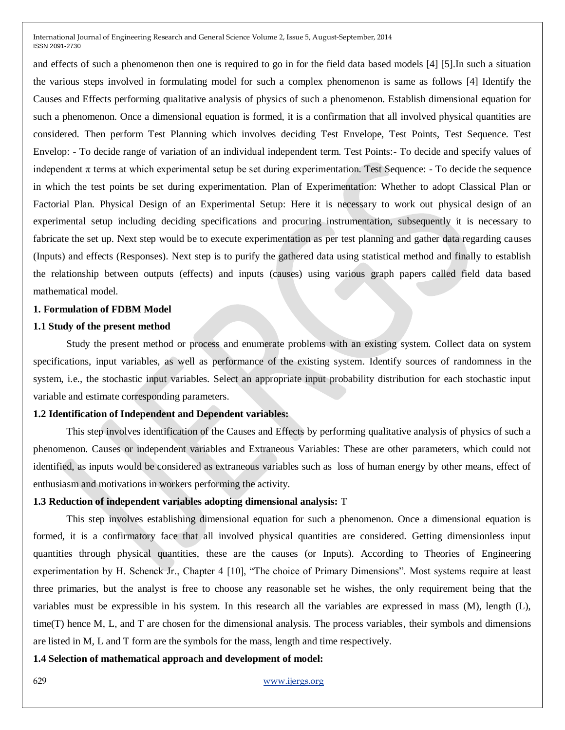and effects of such a phenomenon then one is required to go in for the field data based models [4] [5].In such a situation the various steps involved in formulating model for such a complex phenomenon is same as follows [4] Identify the Causes and Effects performing qualitative analysis of physics of such a phenomenon. Establish dimensional equation for such a phenomenon. Once a dimensional equation is formed, it is a confirmation that all involved physical quantities are considered. Then perform Test Planning which involves deciding Test Envelope, Test Points, Test Sequence. Test Envelop: - To decide range of variation of an individual independent term. Test Points:- To decide and specify values of independent π terms at which experimental setup be set during experimentation. Test Sequence: - To decide the sequence in which the test points be set during experimentation. Plan of Experimentation: Whether to adopt Classical Plan or Factorial Plan. Physical Design of an Experimental Setup: Here it is necessary to work out physical design of an experimental setup including deciding specifications and procuring instrumentation, subsequently it is necessary to fabricate the set up. Next step would be to execute experimentation as per test planning and gather data regarding causes (Inputs) and effects (Responses). Next step is to purify the gathered data using statistical method and finally to establish the relationship between outputs (effects) and inputs (causes) using various graph papers called field data based mathematical model.

## 1. Formulation of FDBM Model

### 1.1 Study of the present method

Study the present method or process and enumerate problems with an existing system. Collect data on system specifications, input variables, as well as performance of the existing system. Identify sources of randomness in the system, i.e., the stochastic input variables. Select an appropriate input probability distribution for each stochastic input variable and estimate corresponding parameters.

### 1.2 Identification of Independent and Dependent variables:

This step involves identification of the Causes and Effects by performing qualitative analysis of physics of such a phenomenon. Causes or independent variables and Extraneous Variables: These are other parameters, which could not identified, as inputs would be considered as extraneous variables such as loss of human energy by other means, effect of enthusiasm and motivations in workers performing the activity.

### 1.3 Reduction of independent variables adopting dimensional analysis: T

This step involves establishing dimensional equation for such a phenomenon. Once a dimensional equation is formed, it is a confirmatory face that all involved physical quantities are considered. Getting dimensionless input quantities through physical quantities, these are the causes (or Inputs). According to Theories of Engineering experimentation by H. Schenck Jr., Chapter 4 [10], "The choice of Primary Dimensions". Most systems require at least three primaries, but the analyst is free to choose any reasonable set he wishes, the only requirement being that the variables must be expressible in his system. In this research all the variables are expressed in mass (M), length (L), time(T) hence M, L, and T are chosen for the dimensional analysis. The process variables, their symbols and dimensions are listed in M, L and T form are the symbols for the mass, length and time respectively.

### 1.4 Selection of mathematical approach and development of model: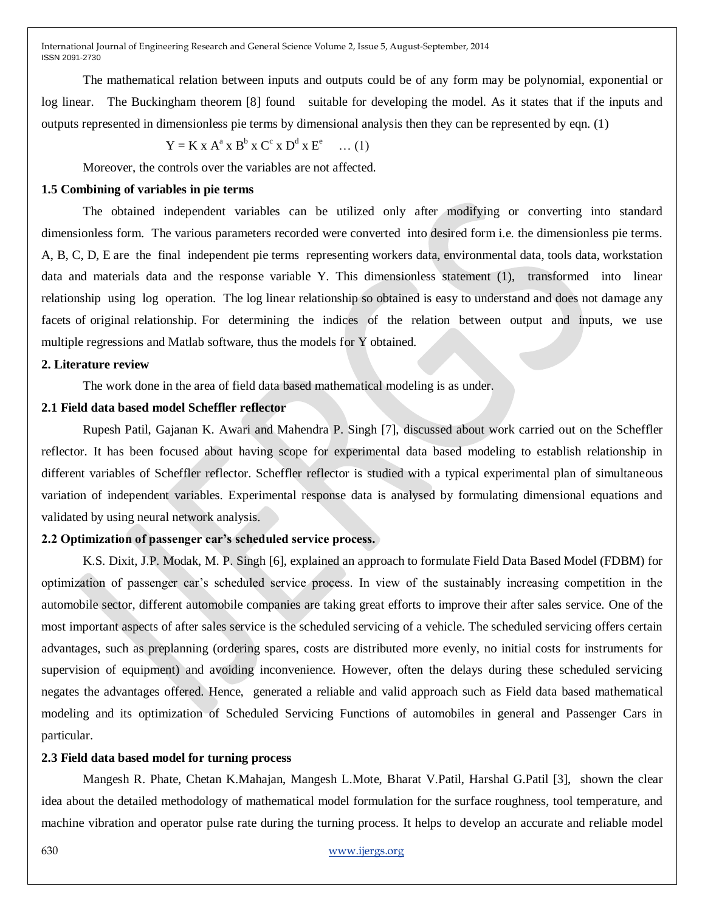The mathematical relation between inputs and outputs could be of any form may be polynomial, exponential or log linear. The Buckingham theorem [8] found suitable for developing the model. As it states that if the inputs and outputs represented in dimensionless pie terms by dimensional analysis then they can be represented by eqn. (1)

$$Y = K \times A^a \times B^b \times C^c \times D^d \times E^e \quad \ldots (1)$$

Moreover, the controls over the variables are not affected.

### 1.5 Combining of variables in pie terms

The obtained independent variables can be utilized only after modifying or converting into standard dimensionless form. The various parameters recorded were converted into desired form i.e. the dimensionless pie terms. A, B, C, D, E are the final independent pie terms representing workers data, environmental data, tools data, workstation data and materials data and the response variable Y. This dimensionless statement (1), transformed into linear relationship using log operation. The log linear relationship so obtained is easy to understand and does not damage any facets of original relationship. For determining the indices of the relation between output and inputs, we use multiple regressions and Matlab software, thus the models for Y obtained.

## 2. Literature review

The work done in the area of field data based mathematical modeling is as under.

### 2.1 Field data based model Scheffler reflector

Rupesh Patil, Gajanan K. Awari and Mahendra P. Singh [7], discussed about work carried out on the Scheffler reflector. It has been focused about having scope for experimental data based modeling to establish relationship in different variables of Scheffler reflector. Scheffler reflector is studied with a typical experimental plan of simultaneous variation of independent variables. Experimental response data is analysed by formulating dimensional equations and validated by using neural network analysis.

### 2.2 Optimization of passenger car's scheduled service process.

K.S. Dixit, J.P. Modak, M. P. Singh [6], explained an approach to formulate Field Data Based Model (FDBM) for optimization of passenger car's scheduled service process. In view of the sustainably increasing competition in the automobile sector, different automobile companies are taking great efforts to improve their after sales service. One of the most important aspects of after sales service is the scheduled servicing of a vehicle. The scheduled servicing offers certain advantages, such as preplanning (ordering spares, costs are distributed more evenly, no initial costs for instruments for supervision of equipment) and avoiding inconvenience. However, often the delays during these scheduled servicing negates the advantages offered. Hence, generated a reliable and valid approach such as Field data based mathematical modeling and its optimization of Scheduled Servicing Functions of automobiles in general and Passenger Cars in particular.

### 2.3 Field data based model for turning process

Mangesh R. Phate, Chetan K.Mahajan, Mangesh L.Mote, Bharat V.Patil, Harshal G.Patil [3], shown the clear idea about the detailed methodology of mathematical model formulation for the surface roughness, tool temperature, and machine vibration and operator pulse rate during the turning process. It helps to develop an accurate and reliable model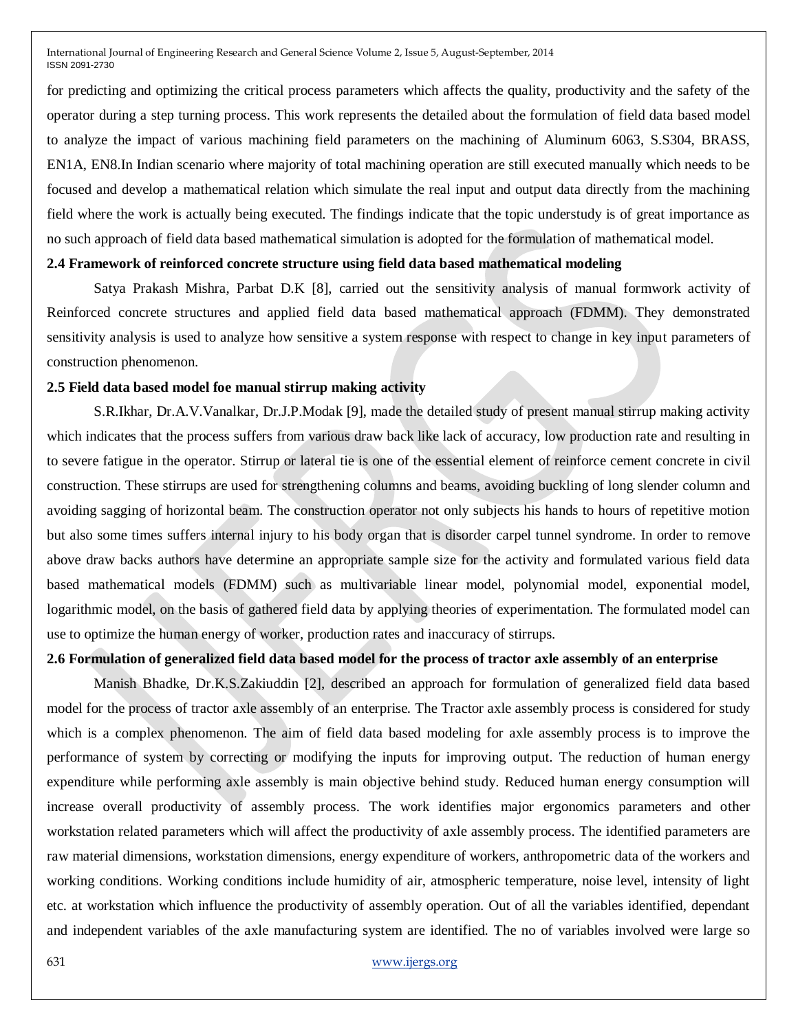for predicting and optimizing the critical process parameters which affects the quality, productivity and the safety of the operator during a step turning process. This work represents the detailed about the formulation of field data based model to analyze the impact of various machining field parameters on the machining of Aluminum 6063, S.S304, BRASS, EN1A, EN8.In Indian scenario where majority of total machining operation are still executed manually which needs to be focused and develop a mathematical relation which simulate the real input and output data directly from the machining field where the work is actually being executed. The findings indicate that the topic understudy is of great importance as no such approach of field data based mathematical simulation is adopted for the formulation of mathematical model.

### 2.4 Framework of reinforced concrete structure using field data based mathematical modeling

Satya Prakash Mishra, Parbat D.K [8], carried out the sensitivity analysis of manual formwork activity of Reinforced concrete structures and applied field data based mathematical approach (FDMM). They demonstrated sensitivity analysis is used to analyze how sensitive a system response with respect to change in key input parameters of construction phenomenon.

### 2.5 Field data based model foe manual stirrup making activity

S.R.Ikhar, Dr.A.V.Vanalkar, Dr.J.P.Modak [9], made the detailed study of present manual stirrup making activity which indicates that the process suffers from various draw back like lack of accuracy, low production rate and resulting in to severe fatigue in the operator. Stirrup or lateral tie is one of the essential element of reinforce cement concrete in civil construction. These stirrups are used for strengthening columns and beams, avoiding buckling of long slender column and avoiding sagging of horizontal beam. The construction operator not only subjects his hands to hours of repetitive motion but also some times suffers internal injury to his body organ that is disorder carpel tunnel syndrome. In order to remove above draw backs authors have determine an appropriate sample size for the activity and formulated various field data based mathematical models (FDMM) such as multivariable linear model, polynomial model, exponential model, logarithmic model, on the basis of gathered field data by applying theories of experimentation. The formulated model can use to optimize the human energy of worker, production rates and inaccuracy of stirrups.

### 2.6 Formulation of generalized field data based model for the process of tractor axle assembly of an enterprise

Manish Bhadke, Dr.K.S.Zakiuddin [2], described an approach for formulation of generalized field data based model for the process of tractor axle assembly of an enterprise. The Tractor axle assembly process is considered for study which is a complex phenomenon. The aim of field data based modeling for axle assembly process is to improve the performance of system by correcting or modifying the inputs for improving output. The reduction of human energy expenditure while performing axle assembly is main objective behind study. Reduced human energy consumption will increase overall productivity of assembly process. The work identifies major ergonomics parameters and other workstation related parameters which will affect the productivity of axle assembly process. The identified parameters are raw material dimensions, workstation dimensions, energy expenditure of workers, anthropometric data of the workers and working conditions. Working conditions include humidity of air, atmospheric temperature, noise level, intensity of light etc. at workstation which influence the productivity of assembly operation. Out of all the variables identified, dependant and independent variables of the axle manufacturing system are identified. The no of variables involved were large so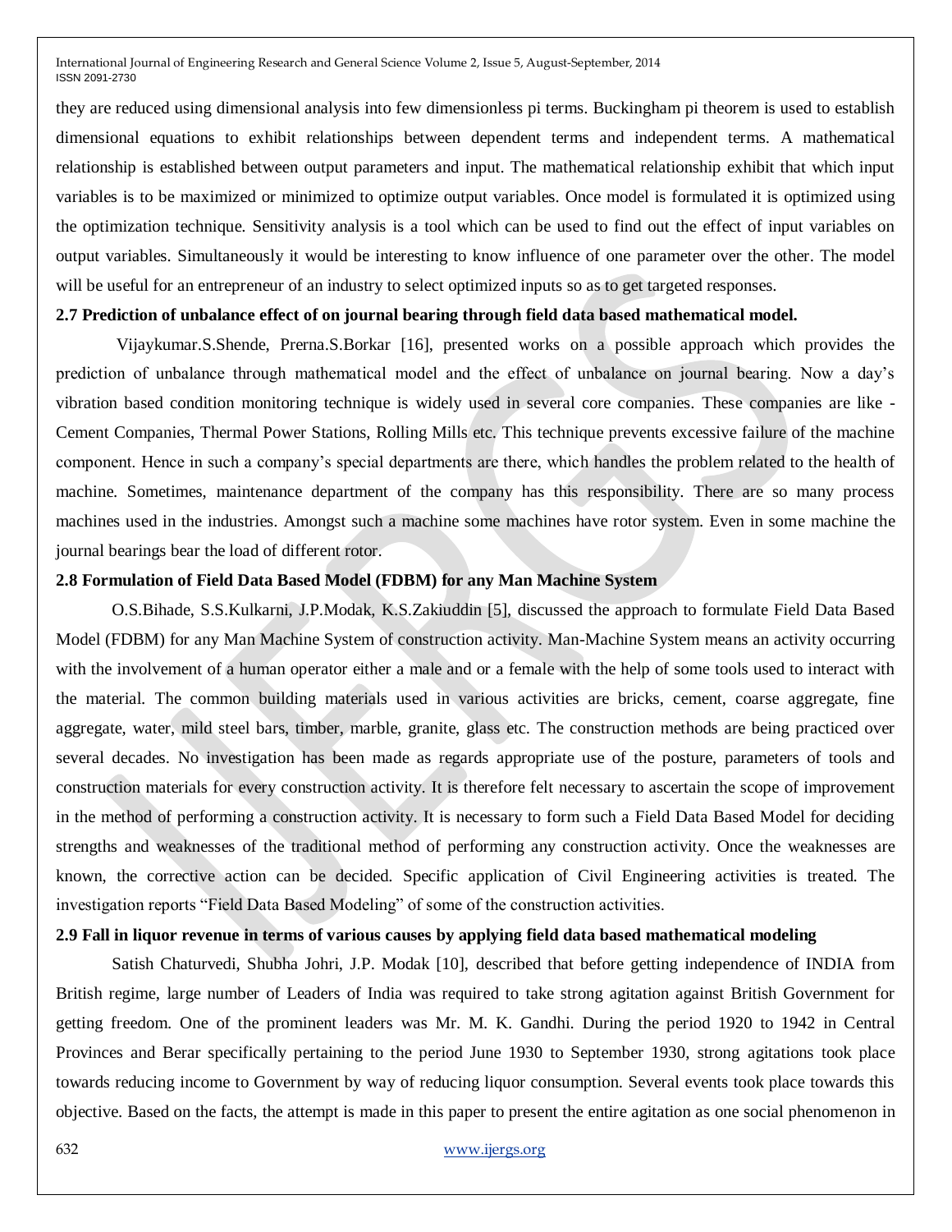they are reduced using dimensional analysis into few dimensionless pi terms. Buckingham pi theorem is used to establish dimensional equations to exhibit relationships between dependent terms and independent terms. A mathematical relationship is established between output parameters and input. The mathematical relationship exhibit that which input variables is to be maximized or minimized to optimize output variables. Once model is formulated it is optimized using the optimization technique. Sensitivity analysis is a tool which can be used to find out the effect of input variables on output variables. Simultaneously it would be interesting to know influence of one parameter over the other. The model will be useful for an entrepreneur of an industry to select optimized inputs so as to get targeted responses.

### 2.7 Prediction of unbalance effect of on journal bearing through field data based mathematical model.

Vijaykumar.S.Shende, Prerna.S.Borkar [16], presented works on a possible approach which provides the prediction of unbalance through mathematical model and the effect of unbalance on journal bearing. Now a day's vibration based condition monitoring technique is widely used in several core companies. These companies are like - Cement Companies, Thermal Power Stations, Rolling Mills etc. This technique prevents excessive failure of the machine component. Hence in such a company's special departments are there, which handles the problem related to the health of machine. Sometimes, maintenance department of the company has this responsibility. There are so many process machines used in the industries. Amongst such a machine some machines have rotor system. Even in some machine the journal bearings bear the load of different rotor.

### 2.8 Formulation of Field Data Based Model (FDBM) for any Man Machine System

O.S.Bihade, S.S.Kulkarni, J.P.Modak, K.S.Zakiuddin [5], discussed the approach to formulate Field Data Based Model (FDBM) for any Man Machine System of construction activity. Man-Machine System means an activity occurring with the involvement of a human operator either a male and or a female with the help of some tools used to interact with the material. The common building materials used in various activities are bricks, cement, coarse aggregate, fine aggregate, water, mild steel bars, timber, marble, granite, glass etc. The construction methods are being practiced over several decades. No investigation has been made as regards appropriate use of the posture, parameters of tools and construction materials for every construction activity. It is therefore felt necessary to ascertain the scope of improvement in the method of performing a construction activity. It is necessary to form such a Field Data Based Model for deciding strengths and weaknesses of the traditional method of performing any construction activity. Once the weaknesses are known, the corrective action can be decided. Specific application of Civil Engineering activities is treated. The investigation reports "Field Data Based Modeling" of some of the construction activities.

### 2.9 Fall in liquor revenue in terms of various causes by applying field data based mathematical modeling

Satish Chaturvedi, Shubha Johri, J.P. Modak [10], described that before getting independence of INDIA from British regime, large number of Leaders of India was required to take strong agitation against British Government for getting freedom. One of the prominent leaders was Mr. M. K. Gandhi. During the period 1920 to 1942 in Central Provinces and Berar specifically pertaining to the period June 1930 to September 1930, strong agitations took place towards reducing income to Government by way of reducing liquor consumption. Several events took place towards this objective. Based on the facts, the attempt is made in this paper to present the entire agitation as one social phenomenon in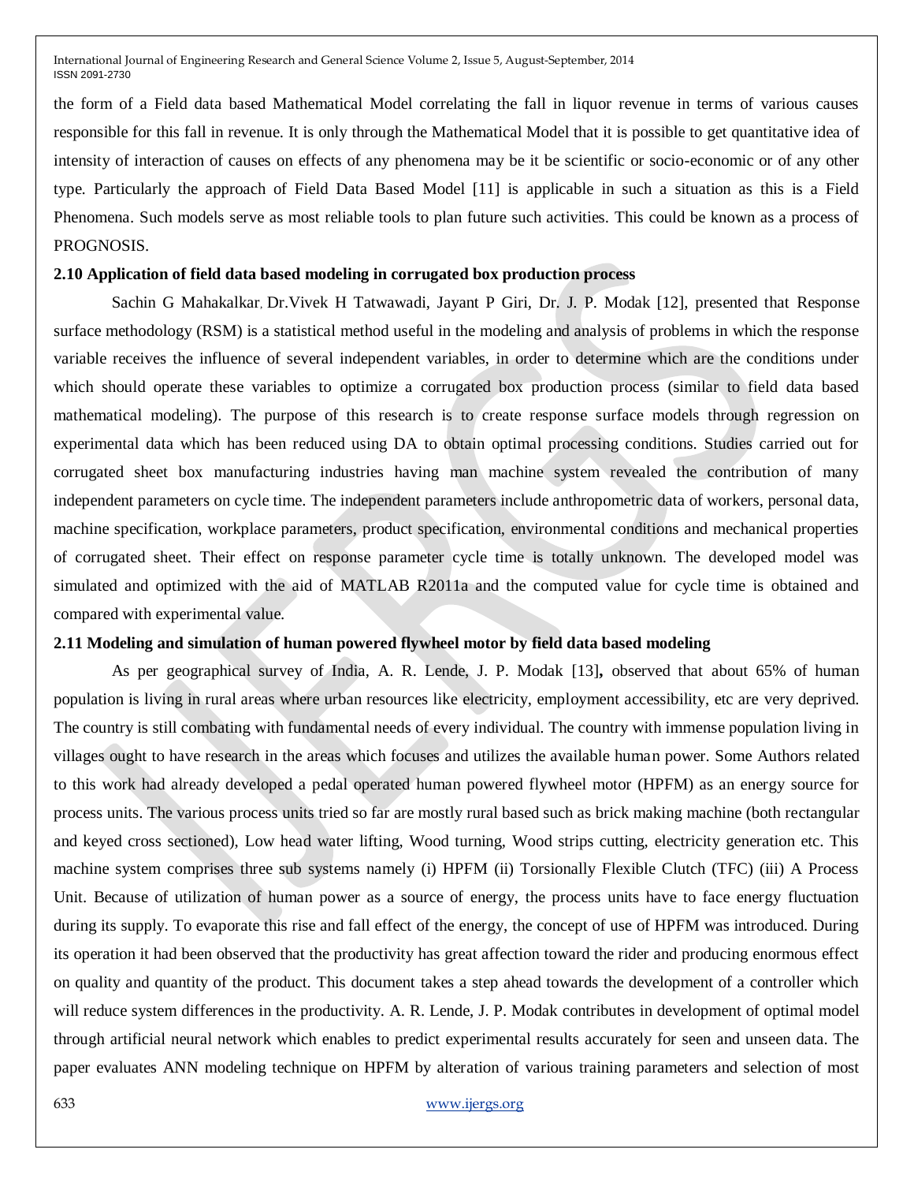the form of a Field data based Mathematical Model correlating the fall in liquor revenue in terms of various causes responsible for this fall in revenue. It is only through the Mathematical Model that it is possible to get quantitative idea of intensity of interaction of causes on effects of any phenomena may be it be scientific or socio-economic or of any other type. Particularly the approach of Field Data Based Model [11] is applicable in such a situation as this is a Field Phenomena. Such models serve as most reliable tools to plan future such activities. This could be known as a process of PROGNOSIS.

### 2.10 Application of field data based modeling in corrugated box production process

Sachin G Mahakalkar, Dr.Vivek H Tatwawadi, Jayant P Giri, Dr. J. P. Modak [12], presented that Response surface methodology (RSM) is a statistical method useful in the modeling and analysis of problems in which the response variable receives the influence of several independent variables, in order to determine which are the conditions under which should operate these variables to optimize a corrugated box production process (similar to field data based mathematical modeling). The purpose of this research is to create response surface models through regression on experimental data which has been reduced using DA to obtain optimal processing conditions. Studies carried out for corrugated sheet box manufacturing industries having man machine system revealed the contribution of many independent parameters on cycle time. The independent parameters include anthropometric data of workers, personal data, machine specification, workplace parameters, product specification, environmental conditions and mechanical properties of corrugated sheet. Their effect on response parameter cycle time is totally unknown. The developed model was simulated and optimized with the aid of MATLAB R2011a and the computed value for cycle time is obtained and compared with experimental value.

### 2.11 Modeling and simulation of human powered flywheel motor by field data based modeling

As per geographical survey of India, A. R. Lende, J. P. Modak [13]**,** observed that about 65% of human population is living in rural areas where urban resources like electricity, employment accessibility, etc are very deprived. The country is still combating with fundamental needs of every individual. The country with immense population living in villages ought to have research in the areas which focuses and utilizes the available human power. Some Authors related to this work had already developed a pedal operated human powered flywheel motor (HPFM) as an energy source for process units. The various process units tried so far are mostly rural based such as brick making machine (both rectangular and keyed cross sectioned), Low head water lifting, Wood turning, Wood strips cutting, electricity generation etc. This machine system comprises three sub systems namely (i) HPFM (ii) Torsionally Flexible Clutch (TFC) (iii) A Process Unit. Because of utilization of human power as a source of energy, the process units have to face energy fluctuation during its supply. To evaporate this rise and fall effect of the energy, the concept of use of HPFM was introduced. During its operation it had been observed that the productivity has great affection toward the rider and producing enormous effect on quality and quantity of the product. This document takes a step ahead towards the development of a controller which will reduce system differences in the productivity. A. R. Lende, J. P. Modak contributes in development of optimal model through artificial neural network which enables to predict experimental results accurately for seen and unseen data. The paper evaluates ANN modeling technique on HPFM by alteration of various training parameters and selection of most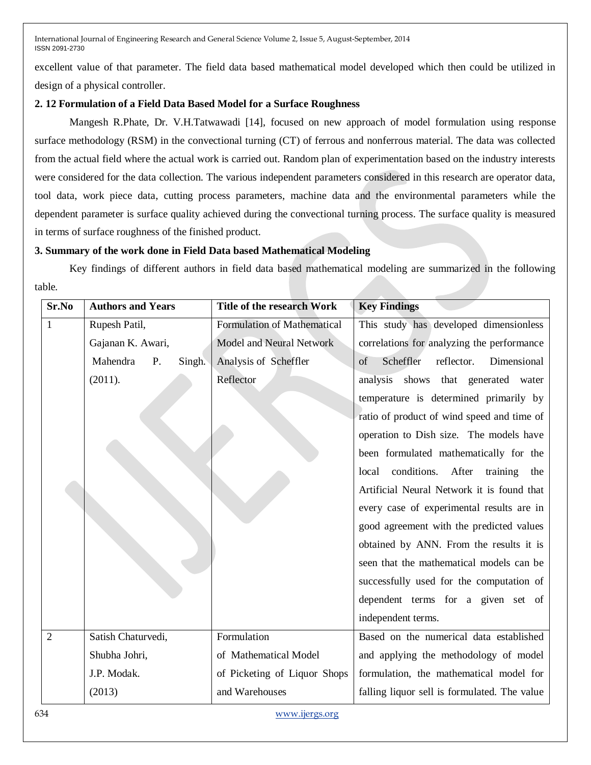excellent value of that parameter. The field data based mathematical model developed which then could be utilized in design of a physical controller.

### 2. 12 Formulation of a Field Data Based Model for a Surface Roughness

Mangesh R.Phate, Dr. V.H.Tatwawadi [14], focused on new approach of model formulation using response surface methodology (RSM) in the convectional turning (CT) of ferrous and nonferrous material. The data was collected from the actual field where the actual work is carried out. Random plan of experimentation based on the industry interests were considered for the data collection. The various independent parameters considered in this research are operator data, tool data, work piece data, cutting process parameters, machine data and the environmental parameters while the dependent parameter is surface quality achieved during the convectional turning process. The surface quality is measured in terms of surface roughness of the finished product.

## 3. Summary of the work done in Field Data based Mathematical Modeling

Key findings of different authors in field data based mathematical modeling are summarized in the following table.

| Sr.No | Authors and Years | Title of the research Work | Key Findings |
|---|---|---|---|
| 1 | Rupesh Patil, Gajanan K. Awari, Mahendra P. Singh. (2011). | Formulation of Mathematical Model and Neural Network Analysis of Scheffler Reflector | This study has developed dimensionless correlations for analyzing the performance of Scheffler reflector. Dimensional analysis shows that generated water temperature is determined primarily by ratio of product of wind speed and time of operation to Dish size. The models have been formulated mathematically for the local conditions. After training the Artificial Neural Network it is found that every case of experimental results are in good agreement with the predicted values obtained by ANN. From the results it is seen that the mathematical models can be successfully used for the computation of dependent terms for a given set of independent terms. |
| 2 | Satish Chaturvedi, Shubha Johri, J.P. Modak. (2013) | Formulation of Mathematical Model of Picketing of Liquor Shops and Warehouses | Based on the numerical data established and applying the methodology of model formulation, the mathematical model for falling liquor sell is formulated. The value |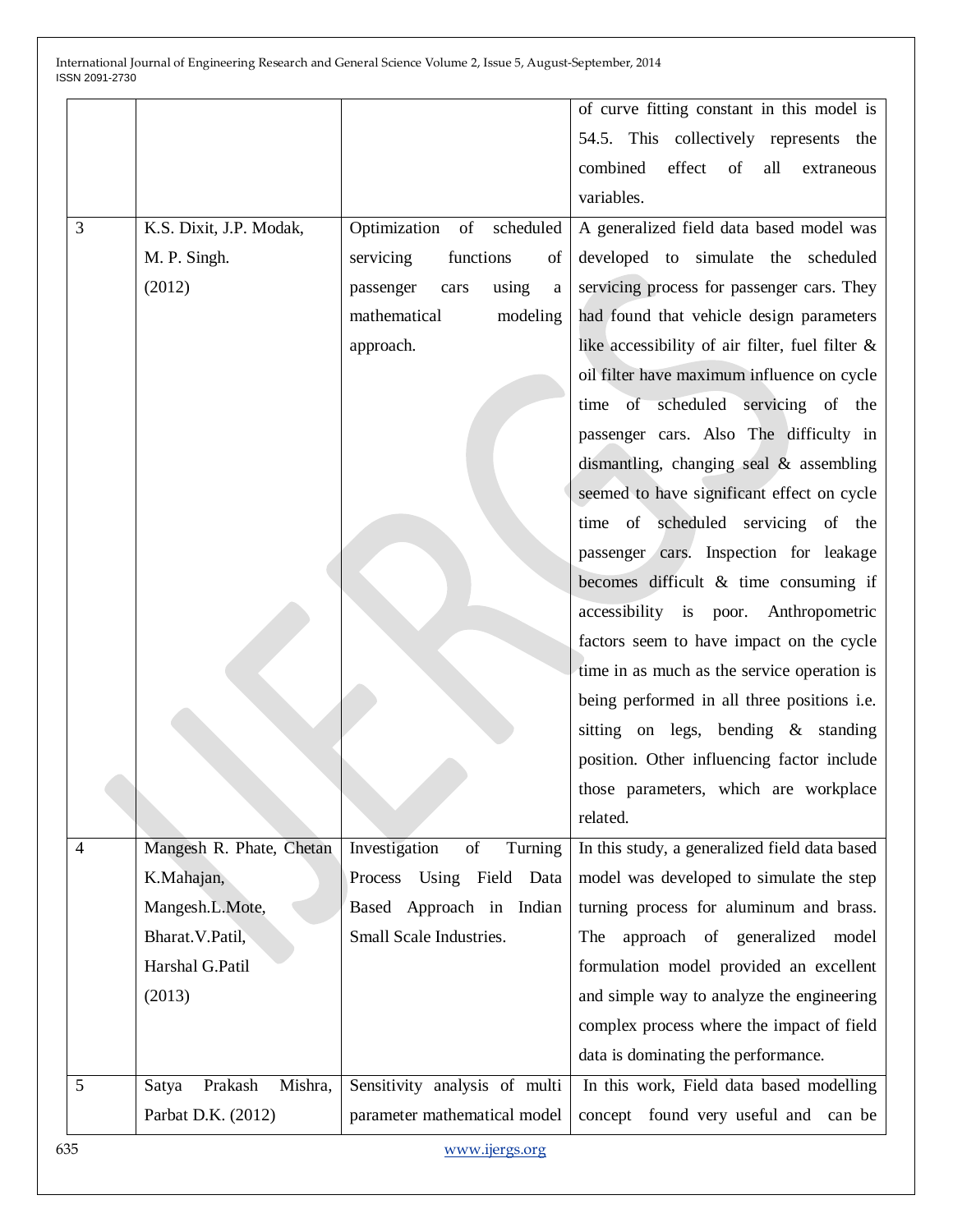|  |  |  | of curve fitting constant in this model is 54.5. This collectively represents the combined effect of all extraneous variables. |
|---|---|---|---|
| 3 | K.S. Dixit, J.P. Modak, M. P. Singh. (2012) | Optimization of scheduled servicing functions of passenger cars using a mathematical modeling approach. | A generalized field data based model was developed to simulate the scheduled servicing process for passenger cars. They had found that vehicle design parameters like accessibility of air filter, fuel filter & oil filter have maximum influence on cycle time of scheduled servicing of the passenger cars. Also The difficulty in dismantling, changing seal & assembling seemed to have significant effect on cycle time of scheduled servicing of the passenger cars. Inspection for leakage becomes difficult & time consuming if accessibility is poor. Anthropometric factors seem to have impact on the cycle time in as much as the service operation is being performed in all three positions i.e. sitting on legs, bending & standing position. Other influencing factor include those parameters, which are workplace related. |
| 4 | Mangesh R. Phate, Chetan K.Mahajan, Mangesh.L.Mote, Bharat.V.Patil, Harshal G.Patil (2013) | Investigation of Turning Process Using Field Data Based Approach in Indian Small Scale Industries. | In this study, a generalized field data based model was developed to simulate the step turning process for aluminum and brass. The approach of generalized model formulation model provided an excellent and simple way to analyze the engineering complex process where the impact of field data is dominating the performance. |
| 5 | Satya Prakash Mishra, Parbat D.K. (2012) | Sensitivity analysis of multi parameter mathematical model | In this work, Field data based modelling concept found very useful and can be |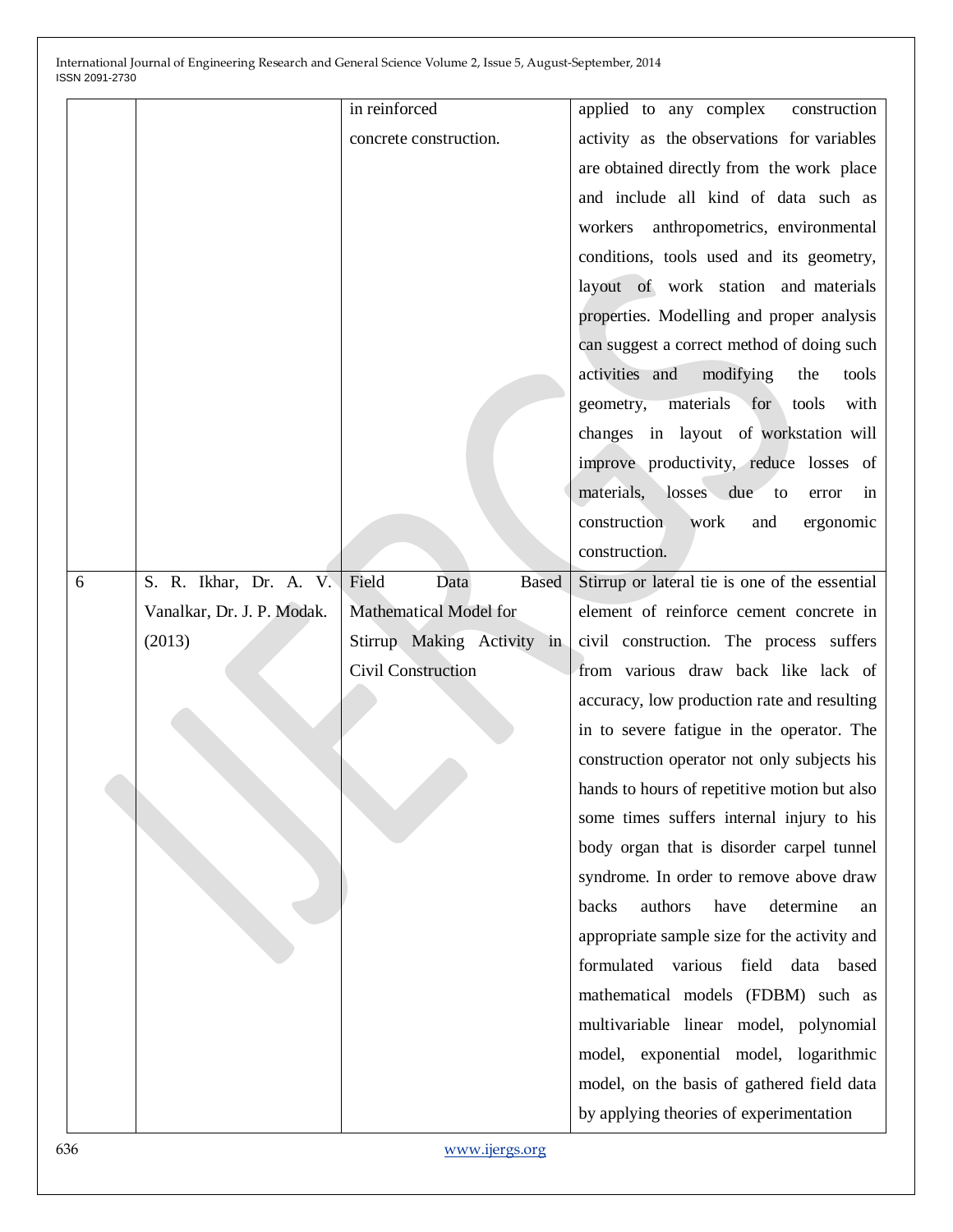| | | | |
|---|---|---|---|
| | | in reinforced concrete construction. | applied to any complex construction activity as the observations for variables are obtained directly from the work place and include all kind of data such as workers anthropometrics, environmental conditions, tools used and its geometry, layout of work station and materials properties. Modelling and proper analysis can suggest a correct method of doing such activities and modifying the tools geometry, materials for tools with changes in layout of workstation will improve productivity, reduce losses of materials, losses due to error in construction work and ergonomic construction. |
| 6 | S. R. Ikhar, Dr. A. V. Vanalkar, Dr. J. P. Modak. (2013) | Field Data Based Mathematical Model for Stirrup Making Activity in Civil Construction | Stirrup or lateral tie is one of the essential element of reinforce cement concrete in civil construction. The process suffers from various draw back like lack of accuracy, low production rate and resulting in to severe fatigue in the operator. The construction operator not only subjects his hands to hours of repetitive motion but also some times suffers internal injury to his body organ that is disorder carpel tunnel syndrome. In order to remove above draw backs authors have determine an appropriate sample size for the activity and formulated various field data based mathematical models (FDBM) such as multivariable linear model, polynomial model, exponential model, logarithmic model, on the basis of gathered field data by applying theories of experimentation |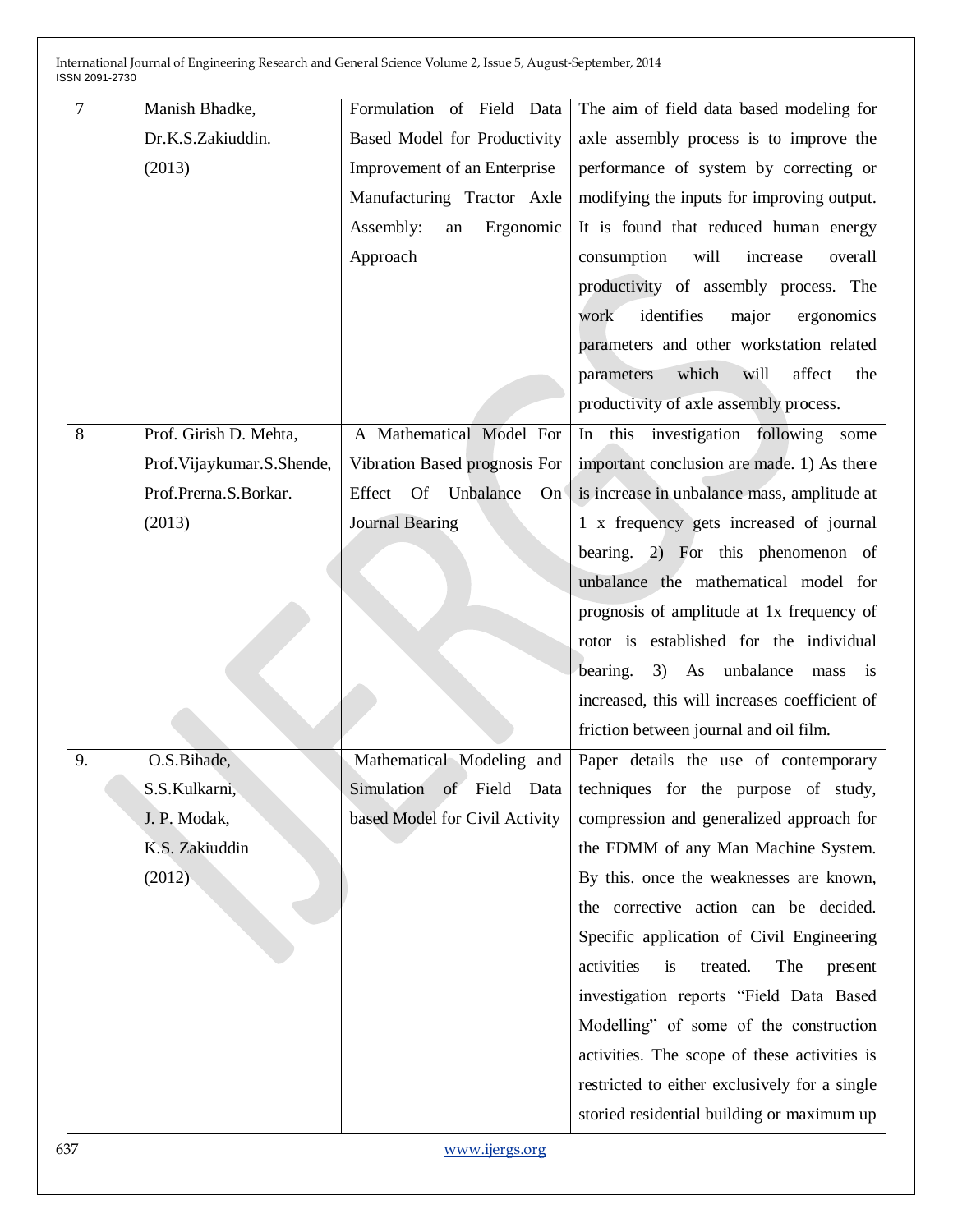| 7 | Manish Bhadke, Dr.K.S.Zakiuddin. (2013) | Formulation of Field Data Based Model for Productivity Improvement of an Enterprise Manufacturing Tractor Axle Assembly: an Ergonomic Approach | The aim of field data based modeling for axle assembly process is to improve the performance of system by correcting or modifying the inputs for improving output. It is found that reduced human energy consumption will increase overall productivity of assembly process. The work identifies major ergonomics parameters and other workstation related parameters which will affect the productivity of axle assembly process. |
|---|---|---|---|
| 8 | Prof. Girish D. Mehta, Prof.Vijaykumar.S.Shende, Prof.Prerna.S.Borkar. (2013) | A Mathematical Model For Vibration Based prognosis For Effect Of Unbalance On Journal Bearing | In this investigation following some important conclusion are made. 1) As there is increase in unbalance mass, amplitude at 1 x frequency gets increased of journal bearing. 2) For this phenomenon of unbalance the mathematical model for prognosis of amplitude at 1x frequency of rotor is established for the individual bearing. 3) As unbalance mass is increased, this will increases coefficient of friction between journal and oil film. |
| 9. | O.S.Bihade, S.S.Kulkarni, J. P. Modak, K.S. Zakiuddin (2012) | Mathematical Modeling and Simulation of Field Data based Model for Civil Activity | Paper details the use of contemporary techniques for the purpose of study, compression and generalized approach for the FDMM of any Man Machine System. By this. once the weaknesses are known, the corrective action can be decided. Specific application of Civil Engineering activities is treated. The present investigation reports "Field Data Based Modelling" of some of the construction activities. The scope of these activities is restricted to either exclusively for a single storied residential building or maximum up |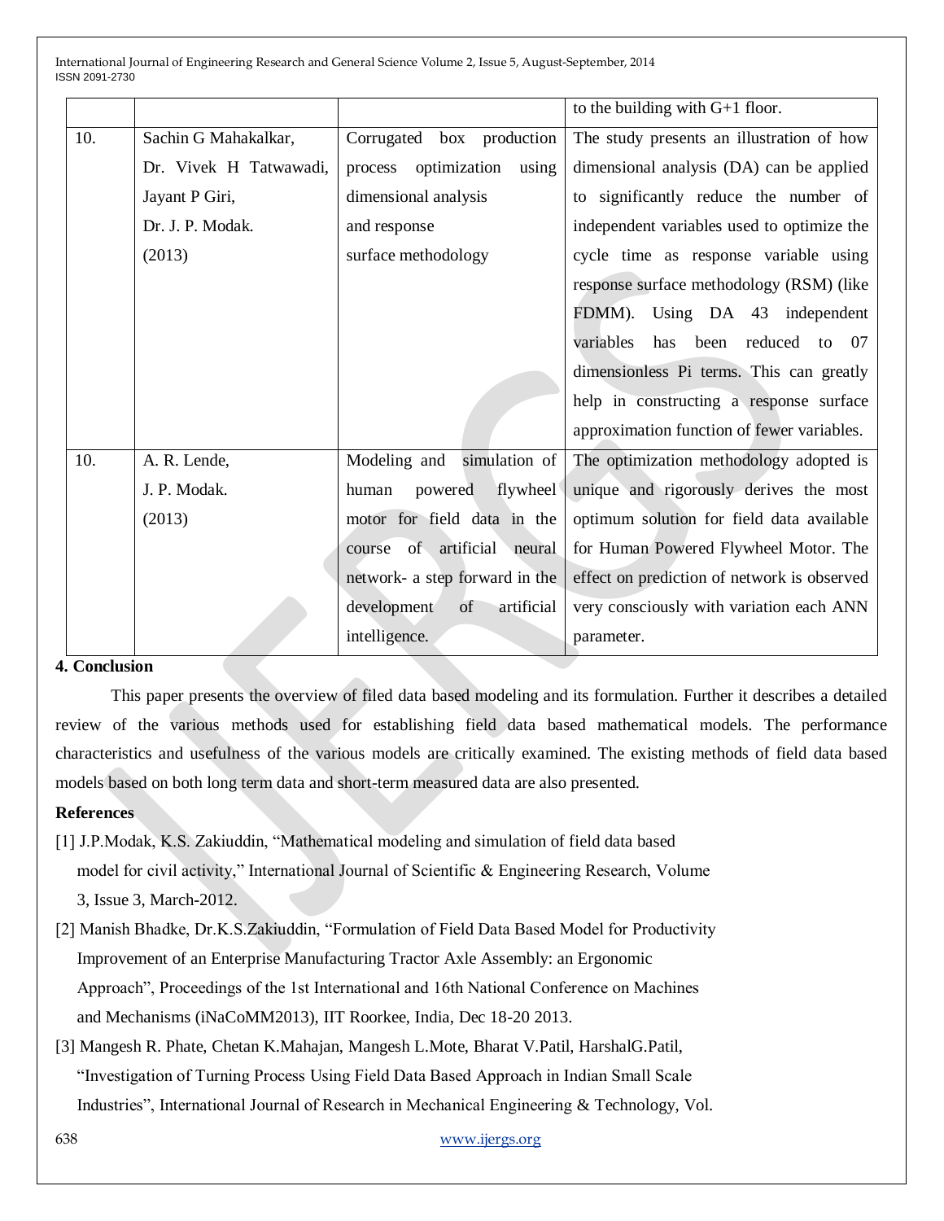|  |  |  | to the building with G+1 floor. |
|---|---|---|---|
| 10. | Sachin G Mahakalkar, Dr. Vivek H Tatwawadi, Jayant P Giri, Dr. J. P. Modak. (2013) | Corrugated box production process optimization using dimensional analysis and response surface methodology | The study presents an illustration of how dimensional analysis (DA) can be applied to significantly reduce the number of independent variables used to optimize the cycle time as response variable using response surface methodology (RSM) (like FDMM). Using DA 43 independent variables has been reduced to 07 dimensionless Pi terms. This can greatly help in constructing a response surface approximation function of fewer variables. |
| 10. | A. R. Lende, J. P. Modak. (2013) | Modeling and simulation of human powered flywheel motor for field data in the course of artificial neural network- a step forward in the development of artificial intelligence. | The optimization methodology adopted is unique and rigorously derives the most optimum solution for field data available for Human Powered Flywheel Motor. The effect on prediction of network is observed very consciously with variation each ANN parameter. |

**4. Conclusion**

This paper presents the overview of filed data based modeling and its formulation. Further it describes a detailed review of the various methods used for establishing field data based mathematical models. The performance characteristics and usefulness of the various models are critically examined. The existing methods of field data based models based on both long term data and short-term measured data are also presented.

**References**

[1] J.P.Modak, K.S. Zakiuddin, "Mathematical modeling and simulation of field data based model for civil activity," International Journal of Scientific & Engineering Research, Volume 3, Issue 3, March-2012.

[2] Manish Bhadke, Dr.K.S.Zakiuddin, "Formulation of Field Data Based Model for Productivity Improvement of an Enterprise Manufacturing Tractor Axle Assembly: an Ergonomic Approach", Proceedings of the 1st International and 16th National Conference on Machines and Mechanisms (iNaCoMM2013), IIT Roorkee, India, Dec 18-20 2013.

[3] Mangesh R. Phate, Chetan K.Mahajan, Mangesh L.Mote, Bharat V.Patil, HarshalG.Patil, "Investigation of Turning Process Using Field Data Based Approach in Indian Small Scale Industries", International Journal of Research in Mechanical Engineering & Technology, Vol.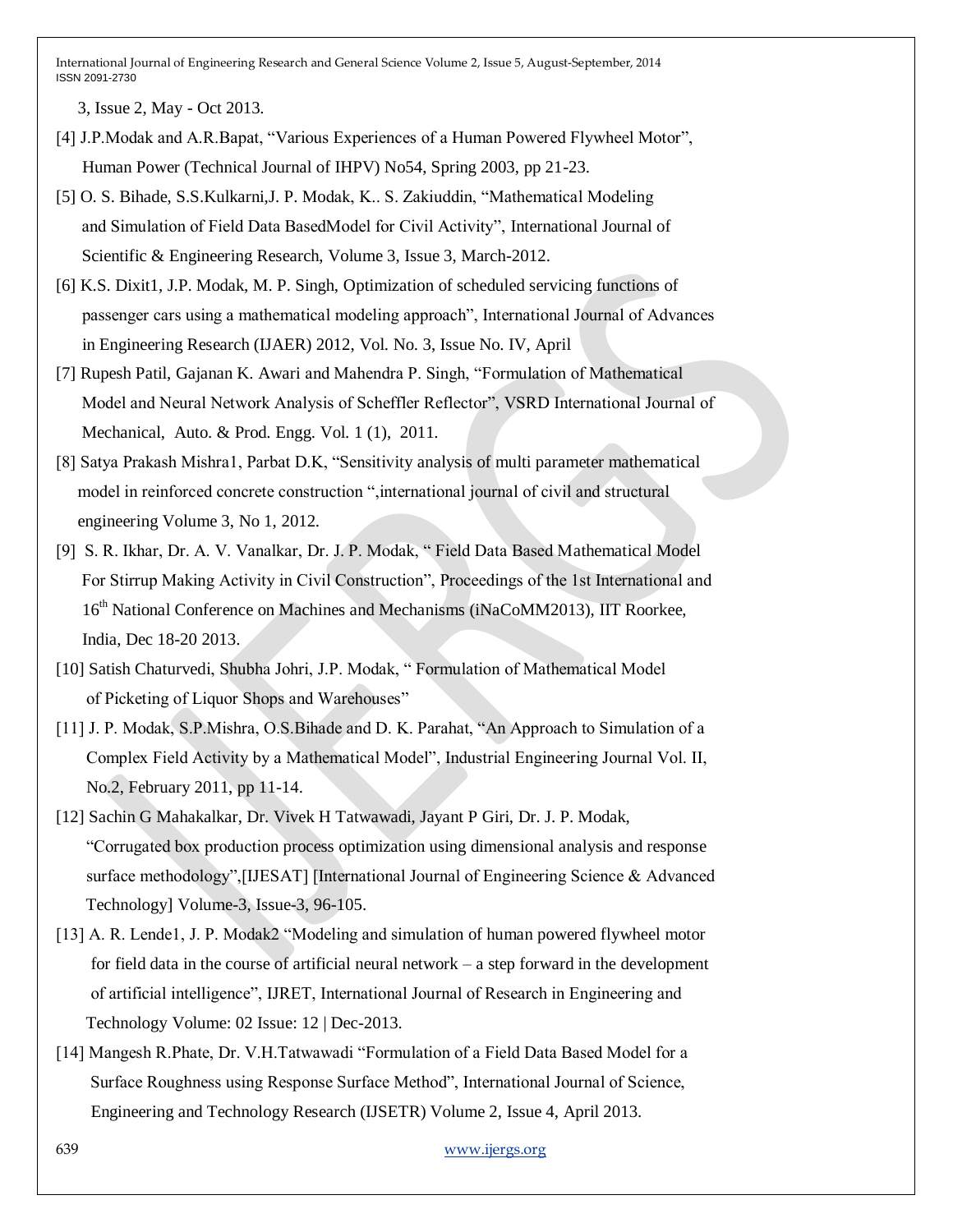3, Issue 2, May - Oct 2013.

[4] J.P.Modak and A.R.Bapat, “Various Experiences of a Human Powered Flywheel Motor”, Human Power (Technical Journal of IHPV) No54, Spring 2003, pp 21-23.

[5] O. S. Bihade, S.S.Kulkarni,J. P. Modak, K.. S. Zakiuddin, “Mathematical Modeling and Simulation of Field Data BasedModel for Civil Activity”, International Journal of Scientific & Engineering Research, Volume 3, Issue 3, March-2012.

[6] K.S. Dixit1, J.P. Modak, M. P. Singh, Optimization of scheduled servicing functions of passenger cars using a mathematical modeling approach”, International Journal of Advances in Engineering Research (IJAER) 2012, Vol. No. 3, Issue No. IV, April

[7] Rupesh Patil, Gajanan K. Awari and Mahendra P. Singh, “Formulation of Mathematical Model and Neural Network Analysis of Scheffler Reflector”, VSRD International Journal of Mechanical, Auto. & Prod. Engg. Vol. 1 (1), 2011.

[8] Satya Prakash Mishra1, Parbat D.K, “Sensitivity analysis of multi parameter mathematical model in reinforced concrete construction “,international journal of civil and structural engineering Volume 3, No 1, 2012.

[9] S. R. Ikhar, Dr. A. V. Vanalkar, Dr. J. P. Modak, “ Field Data Based Mathematical Model For Stirrup Making Activity in Civil Construction”, Proceedings of the 1st International and 16th National Conference on Machines and Mechanisms (iNaCoMM2013), IIT Roorkee, India, Dec 18-20 2013.

[10] Satish Chaturvedi, Shubha Johri, J.P. Modak, “ Formulation of Mathematical Model of Picketing of Liquor Shops and Warehouses”

[11] J. P. Modak, S.P.Mishra, O.S.Bihade and D. K. Parahat, “An Approach to Simulation of a Complex Field Activity by a Mathematical Model”, Industrial Engineering Journal Vol. II, No.2, February 2011, pp 11-14.

[12] Sachin G Mahakalkar, Dr. Vivek H Tatwawadi, Jayant P Giri, Dr. J. P. Modak, “Corrugated box production process optimization using dimensional analysis and response surface methodology”,[IJESAT] [International Journal of Engineering Science & Advanced Technology] Volume-3, Issue-3, 96-105.

[13] A. R. Lende1, J. P. Modak2 “Modeling and simulation of human powered flywheel motor for field data in the course of artificial neural network – a step forward in the development of artificial intelligence”, IJRET, International Journal of Research in Engineering and Technology Volume: 02 Issue: 12 | Dec-2013.

[14] Mangesh R.Phate, Dr. V.H.Tatwawadi “Formulation of a Field Data Based Model for a Surface Roughness using Response Surface Method”, International Journal of Science, Engineering and Technology Research (IJSETR) Volume 2, Issue 4, April 2013.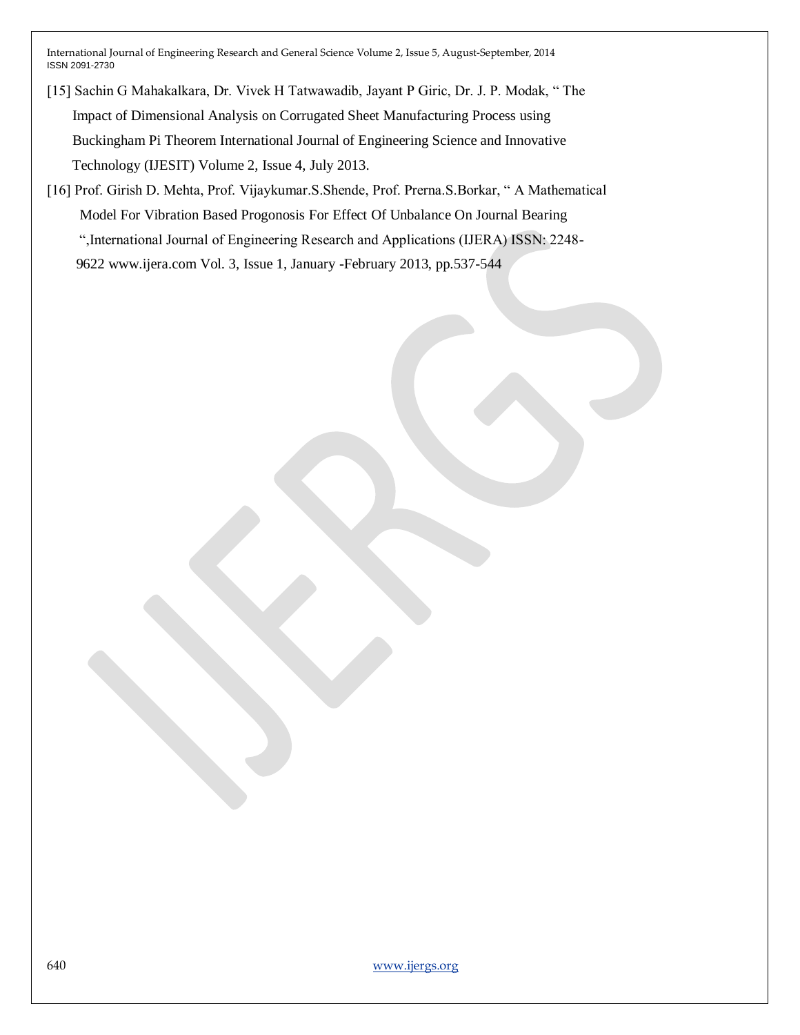[15] Sachin G Mahakalkara, Dr. Vivek H Tatwawadib, Jayant P Giric, Dr. J. P. Modak, " The Impact of Dimensional Analysis on Corrugated Sheet Manufacturing Process using Buckingham Pi Theorem International Journal of Engineering Science and Innovative Technology (IJESIT) Volume 2, Issue 4, July 2013.

[16] Prof. Girish D. Mehta, Prof. Vijaykumar.S.Shende, Prof. Prerna.S.Borkar, " A Mathematical Model For Vibration Based Progonosis For Effect Of Unbalance On Journal Bearing ",International Journal of Engineering Research and Applications (IJERA) ISSN: 2248-9622 www.ijera.com Vol. 3, Issue 1, January -February 2013, pp.537-544